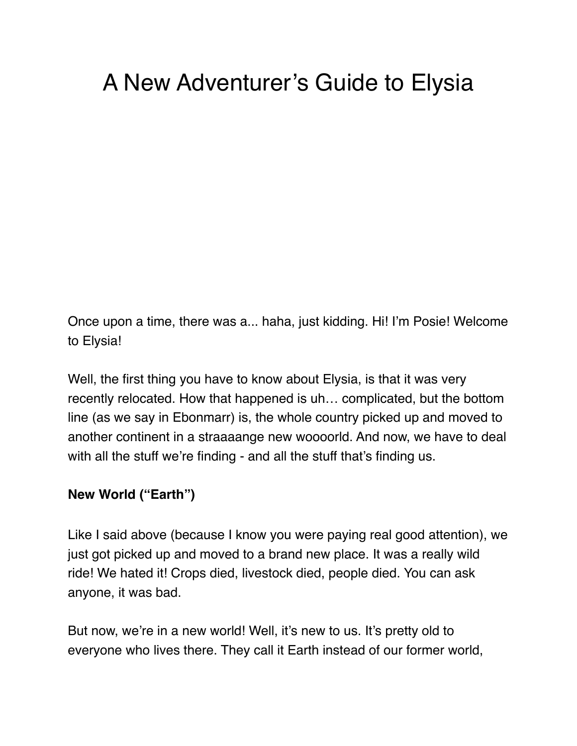# A New Adventurer's Guide to Elysia

Once upon a time, there was a... haha, just kidding. Hi! I'm Posie! Welcome to Elysia!

Well, the first thing you have to know about Elysia, is that it was very recently relocated. How that happened is uh… complicated, but the bottom line (as we say in Ebonmarr) is, the whole country picked up and moved to another continent in a straaaange new wooooorld. And now, we have to deal with all the stuff we're finding - and all the stuff that's finding us.

**New World ("Earth")**

Like I said above (because I know you were paying real good attention), we just got picked up and moved to a brand new place. It was a really wild ride! We hated it! Crops died, livestock died, people died. You can ask anyone, it was bad.

But now, we're in a new world! Well, it's new to us. It's pretty old to everyone who lives there. They call it Earth instead of our former world,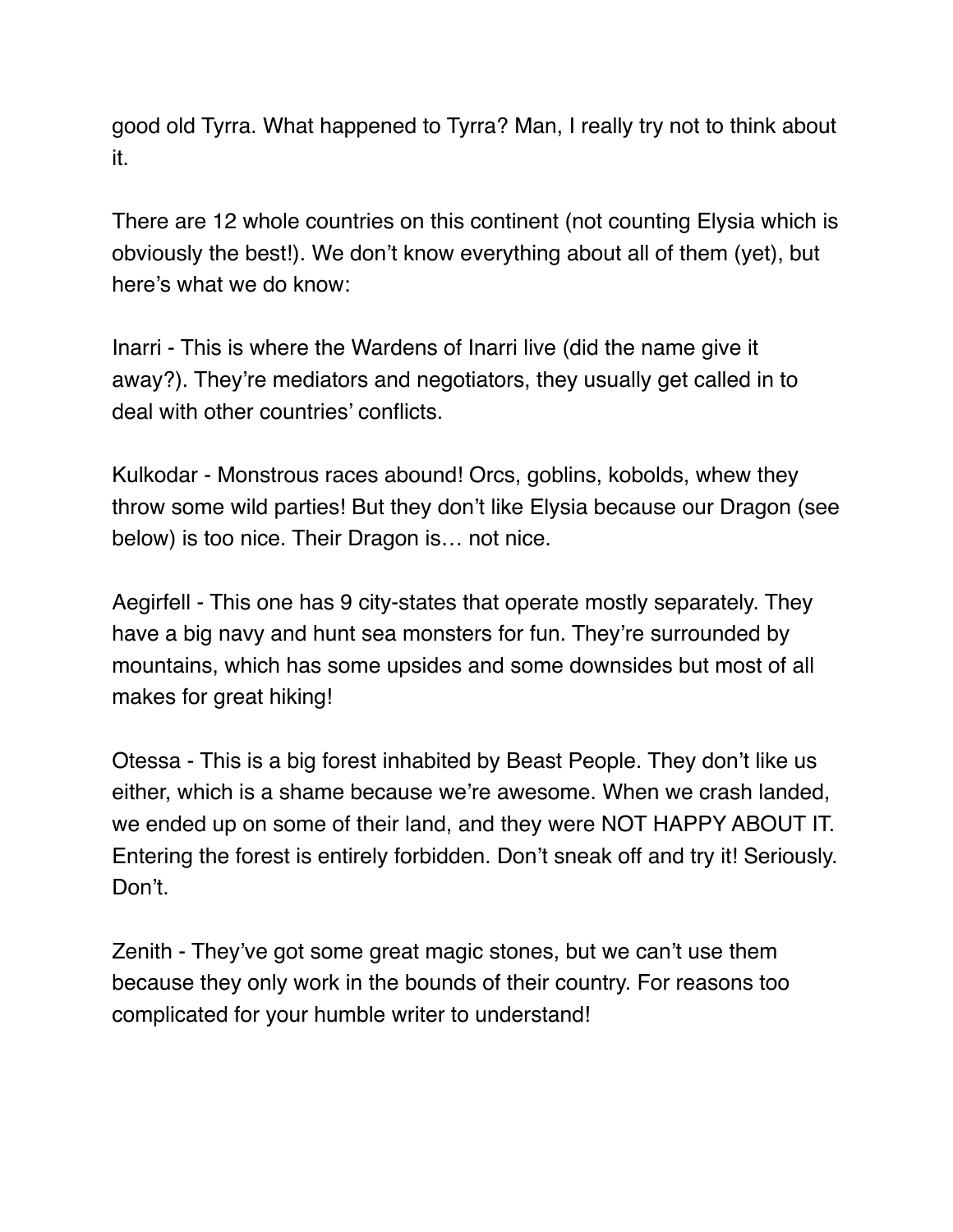good old Tyrra. What happened to Tyrra? Man, I really try not to think about it.

There are 12 whole countries on this continent (not counting Elysia which is obviously the best!). We don't know everything about all of them (yet), but here's what we do know:

Inarri - This is where the Wardens of Inarri live (did the name give it away?). They're mediators and negotiators, they usually get called in to deal with other countries' conflicts.

Kulkodar - Monstrous races abound! Orcs, goblins, kobolds, whew they throw some wild parties! But they don't like Elysia because our Dragon (see below) is too nice. Their Dragon is… not nice.

Aegirfell - This one has 9 city-states that operate mostly separately. They have a big navy and hunt sea monsters for fun. They're surrounded by mountains, which has some upsides and some downsides but most of all makes for great hiking!

Otessa - This is a big forest inhabited by Beast People. They don't like us either, which is a shame because we're awesome. When we crash landed, we ended up on some of their land, and they were NOT HAPPY ABOUT IT. Entering the forest is entirely forbidden. Don't sneak off and try it! Seriously. Don't.

Zenith - They've got some great magic stones, but we can't use them because they only work in the bounds of their country. For reasons too complicated for your humble writer to understand!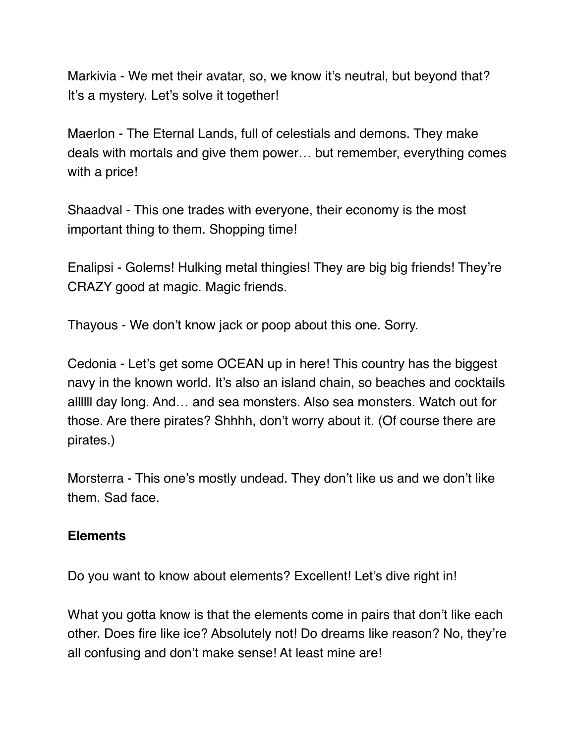Markivia - We met their avatar, so, we know it's neutral, but beyond that? It's a mystery. Let's solve it together!

Maerlon - The Eternal Lands, full of celestials and demons. They make deals with mortals and give them power… but remember, everything comes with a price!

Shaadval - This one trades with everyone, their economy is the most important thing to them. Shopping time!

Enalipsi - Golems! Hulking metal thingies! They are big big friends! They're CRAZY good at magic. Magic friends.

Thayous - We don't know jack or poop about this one. Sorry.

Cedonia - Let's get some OCEAN up in here! This country has the biggest navy in the known world. It's also an island chain, so beaches and cocktails allllll day long. And… and sea monsters. Also sea monsters. Watch out for those. Are there pirates? Shhhh, don't worry about it. (Of course there are pirates.)

Morsterra - This one's mostly undead. They don't like us and we don't like them. Sad face.

**Elements**

Do you want to know about elements? Excellent! Let's dive right in!

What you gotta know is that the elements come in pairs that don't like each other. Does fire like ice? Absolutely not! Do dreams like reason? No, they're all confusing and don't make sense! At least mine are!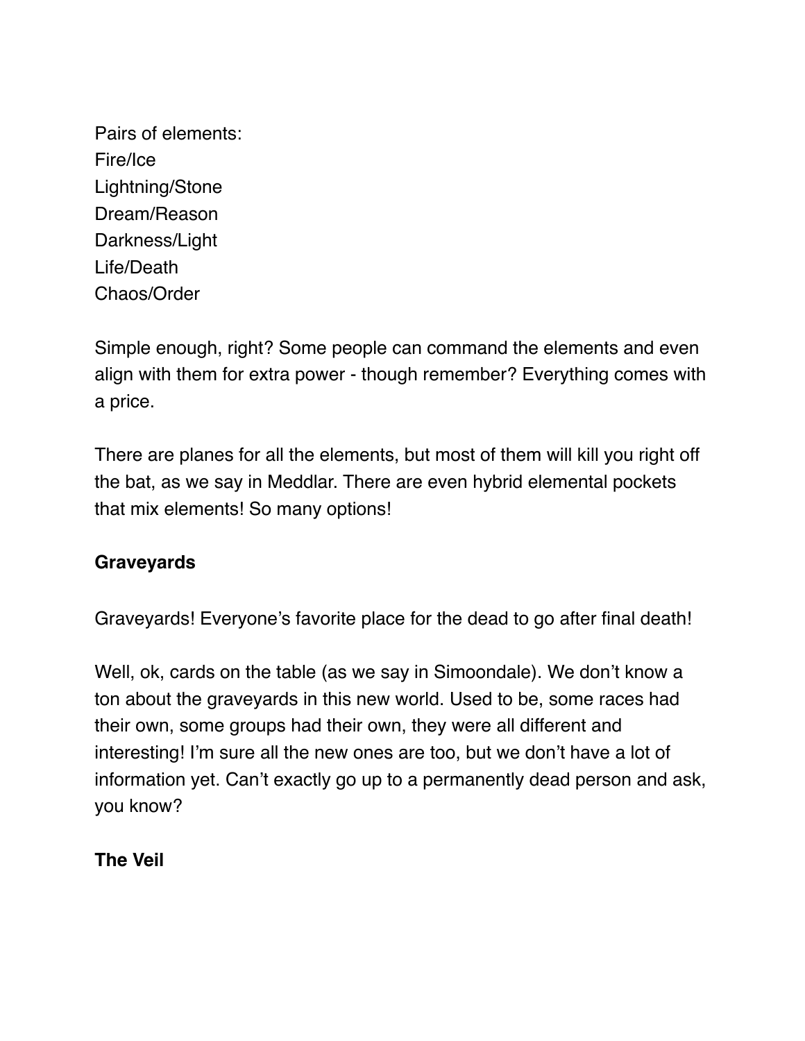Pairs of elements:
Fire/Ice
Lightning/Stone
Dream/Reason
Darkness/Light
Life/Death
Chaos/Order

Simple enough, right? Some people can command the elements and even align with them for extra power - though remember? Everything comes with a price.

There are planes for all the elements, but most of them will kill you right off the bat, as we say in Meddlar. There are even hybrid elemental pockets that mix elements! So many options!

**Graveyards**

Graveyards! Everyone's favorite place for the dead to go after final death!

Well, ok, cards on the table (as we say in Simoondale). We don't know a ton about the graveyards in this new world. Used to be, some races had their own, some groups had their own, they were all different and interesting! I'm sure all the new ones are too, but we don't have a lot of information yet. Can't exactly go up to a permanently dead person and ask, you know?

**The Veil**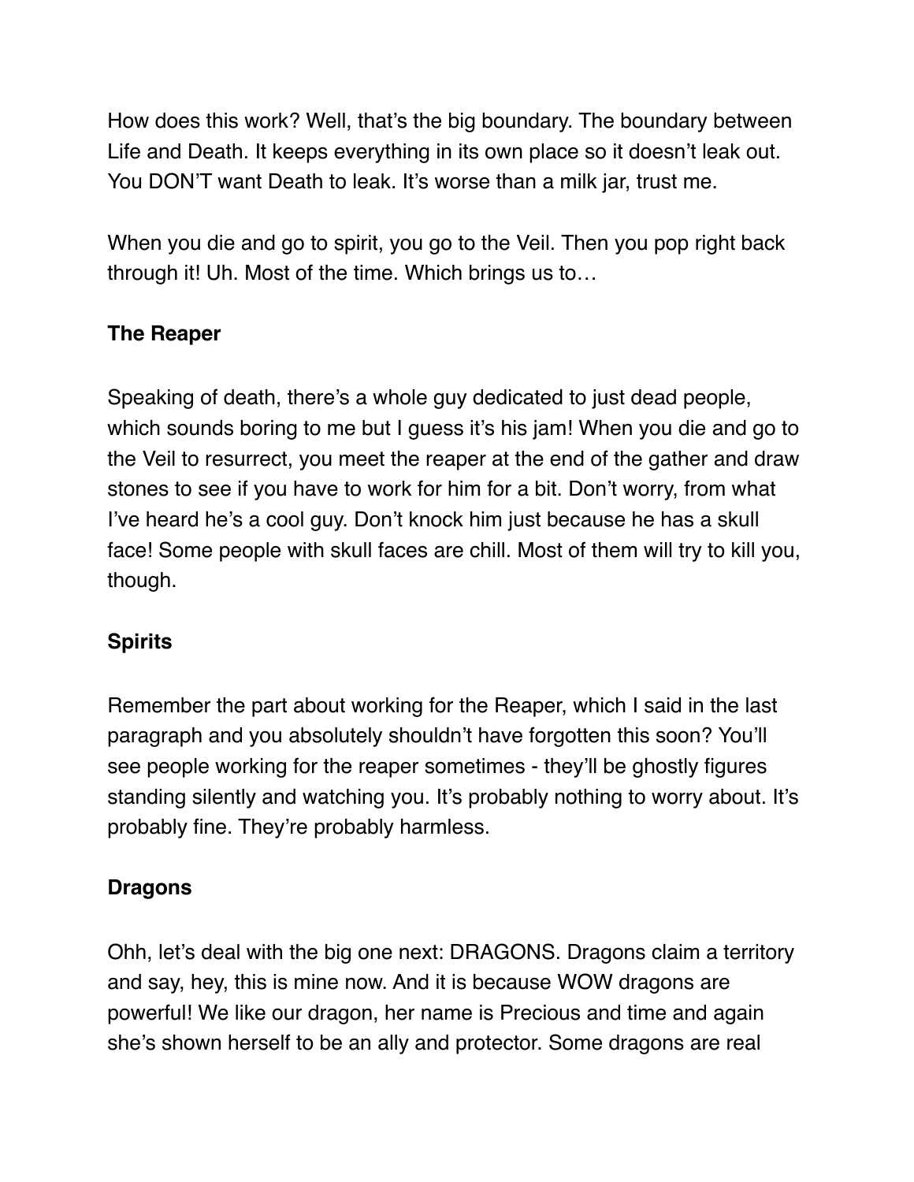How does this work? Well, that's the big boundary. The boundary between Life and Death. It keeps everything in its own place so it doesn't leak out. You DON'T want Death to leak. It's worse than a milk jar, trust me.

When you die and go to spirit, you go to the Veil. Then you pop right back through it! Uh. Most of the time. Which brings us to…

**The Reaper**

Speaking of death, there's a whole guy dedicated to just dead people, which sounds boring to me but I guess it's his jam! When you die and go to the Veil to resurrect, you meet the reaper at the end of the gather and draw stones to see if you have to work for him for a bit. Don't worry, from what I've heard he's a cool guy. Don't knock him just because he has a skull face! Some people with skull faces are chill. Most of them will try to kill you, though.

**Spirits**

Remember the part about working for the Reaper, which I said in the last paragraph and you absolutely shouldn't have forgotten this soon? You'll see people working for the reaper sometimes - they'll be ghostly figures standing silently and watching you. It's probably nothing to worry about. It's probably fine. They're probably harmless.

**Dragons**

Ohh, let's deal with the big one next: DRAGONS. Dragons claim a territory and say, hey, this is mine now. And it is because WOW dragons are powerful! We like our dragon, her name is Precious and time and again she's shown herself to be an ally and protector. Some dragons are real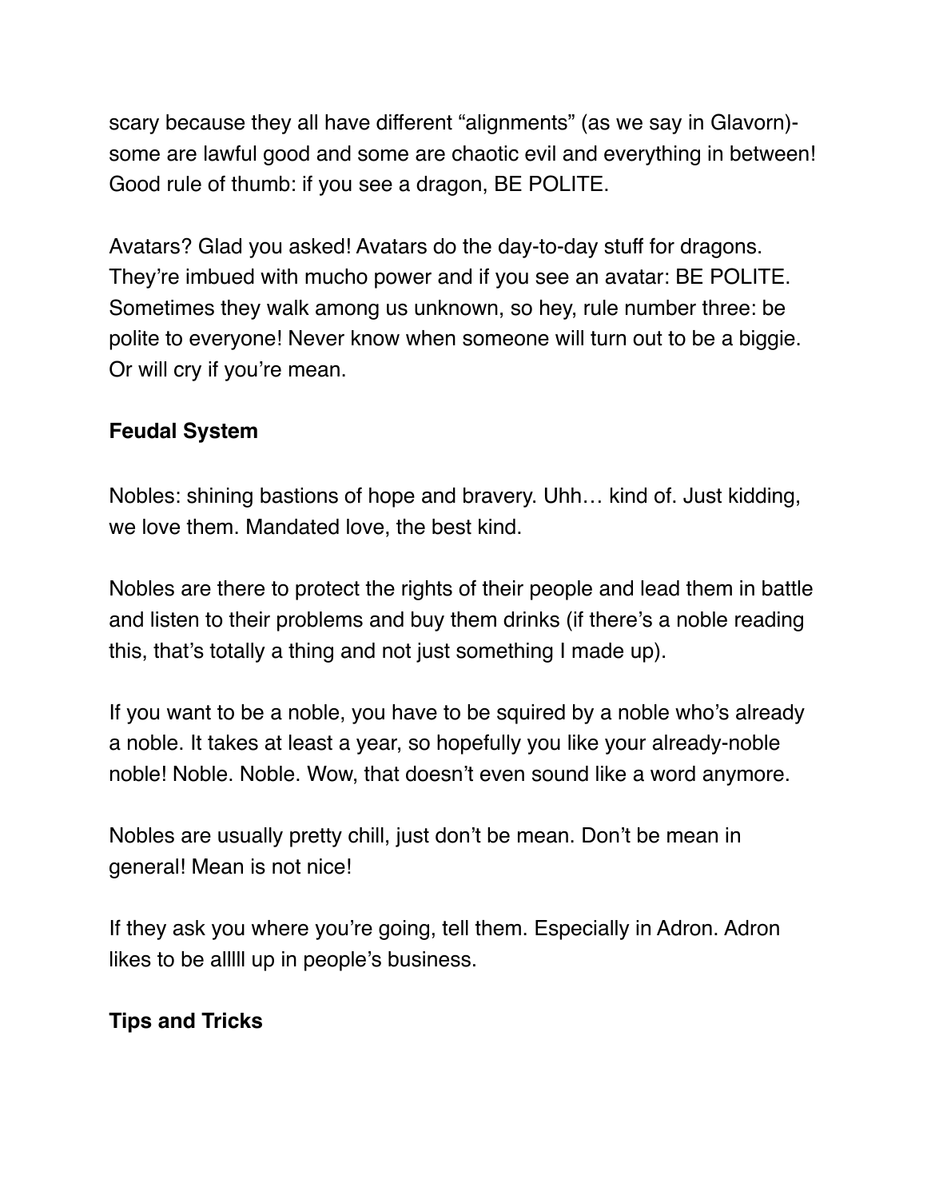scary because they all have different "alignments" (as we say in Glavorn)- some are lawful good and some are chaotic evil and everything in between! Good rule of thumb: if you see a dragon, BE POLITE.

Avatars? Glad you asked! Avatars do the day-to-day stuff for dragons. They're imbued with mucho power and if you see an avatar: BE POLITE. Sometimes they walk among us unknown, so hey, rule number three: be polite to everyone! Never know when someone will turn out to be a biggie. Or will cry if you're mean.

**Feudal System**

Nobles: shining bastions of hope and bravery. Uhh… kind of. Just kidding, we love them. Mandated love, the best kind.

Nobles are there to protect the rights of their people and lead them in battle and listen to their problems and buy them drinks (if there's a noble reading this, that's totally a thing and not just something I made up).

If you want to be a noble, you have to be squired by a noble who's already a noble. It takes at least a year, so hopefully you like your already-noble noble! Noble. Noble. Wow, that doesn't even sound like a word anymore.

Nobles are usually pretty chill, just don't be mean. Don't be mean in general! Mean is not nice!

If they ask you where you're going, tell them. Especially in Adron. Adron likes to be alllll up in people's business.

**Tips and Tricks**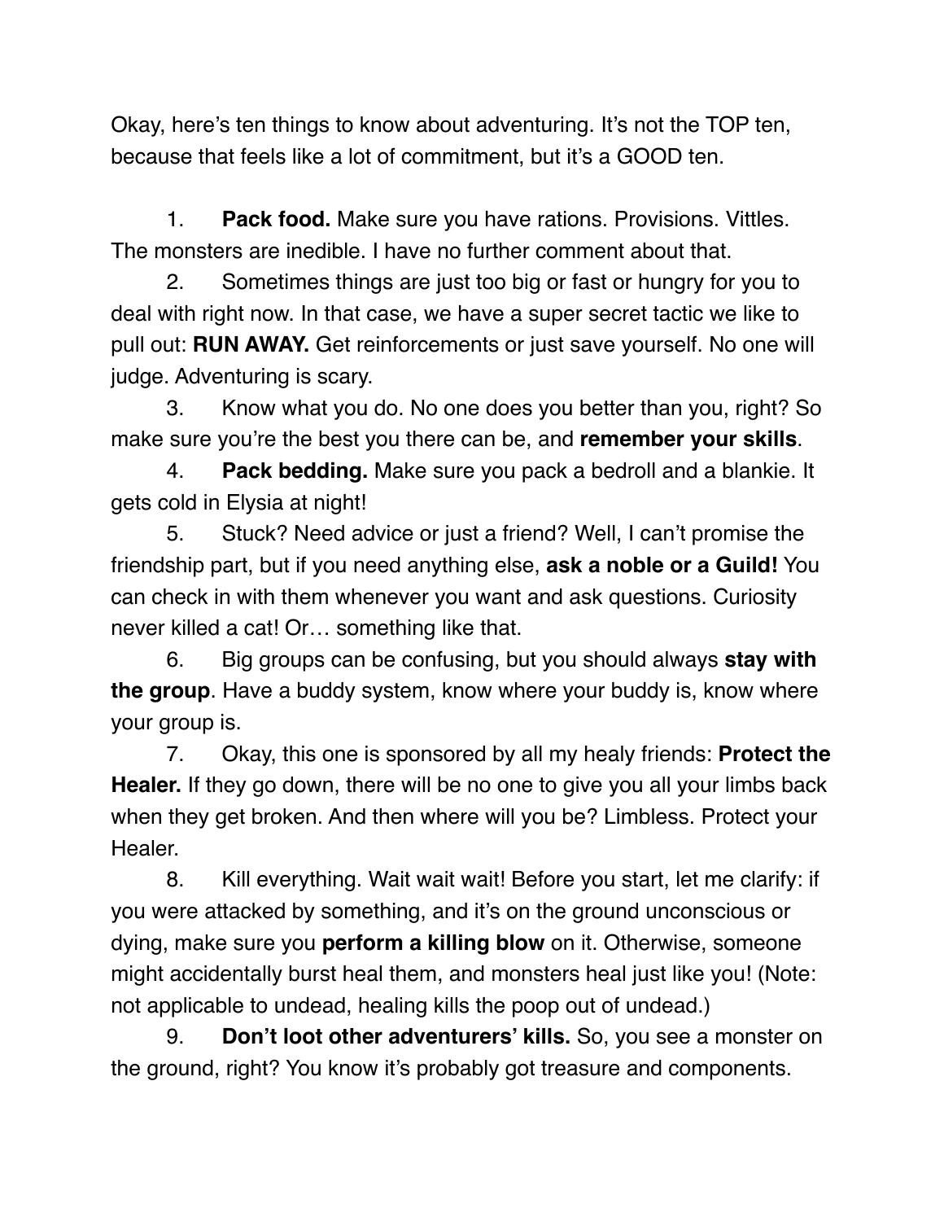Okay, here's ten things to know about adventuring. It's not the TOP ten, because that feels like a lot of commitment, but it's a GOOD ten.

1. **Pack food.** Make sure you have rations. Provisions. Vittles. The monsters are inedible. I have no further comment about that.
2. Sometimes things are just too big or fast or hungry for you to deal with right now. In that case, we have a super secret tactic we like to pull out: **RUN AWAY.** Get reinforcements or just save yourself. No one will judge. Adventuring is scary.
3. Know what you do. No one does you better than you, right? So make sure you're the best you there can be, and **remember your skills**.
4. **Pack bedding.** Make sure you pack a bedroll and a blankie. It gets cold in Elysia at night!
5. Stuck? Need advice or just a friend? Well, I can't promise the friendship part, but if you need anything else, **ask a noble or a Guild!** You can check in with them whenever you want and ask questions. Curiosity never killed a cat! Or… something like that.
6. Big groups can be confusing, but you should always **stay with the group**. Have a buddy system, know where your buddy is, know where your group is.
7. Okay, this one is sponsored by all my healy friends: **Protect the Healer.** If they go down, there will be no one to give you all your limbs back when they get broken. And then where will you be? Limbless. Protect your Healer.
8. Kill everything. Wait wait wait! Before you start, let me clarify: if you were attacked by something, and it's on the ground unconscious or dying, make sure you **perform a killing blow** on it. Otherwise, someone might accidentally burst heal them, and monsters heal just like you! (Note: not applicable to undead, healing kills the poop out of undead.)
9. **Don't loot other adventurers' kills.** So, you see a monster on the ground, right? You know it's probably got treasure and components.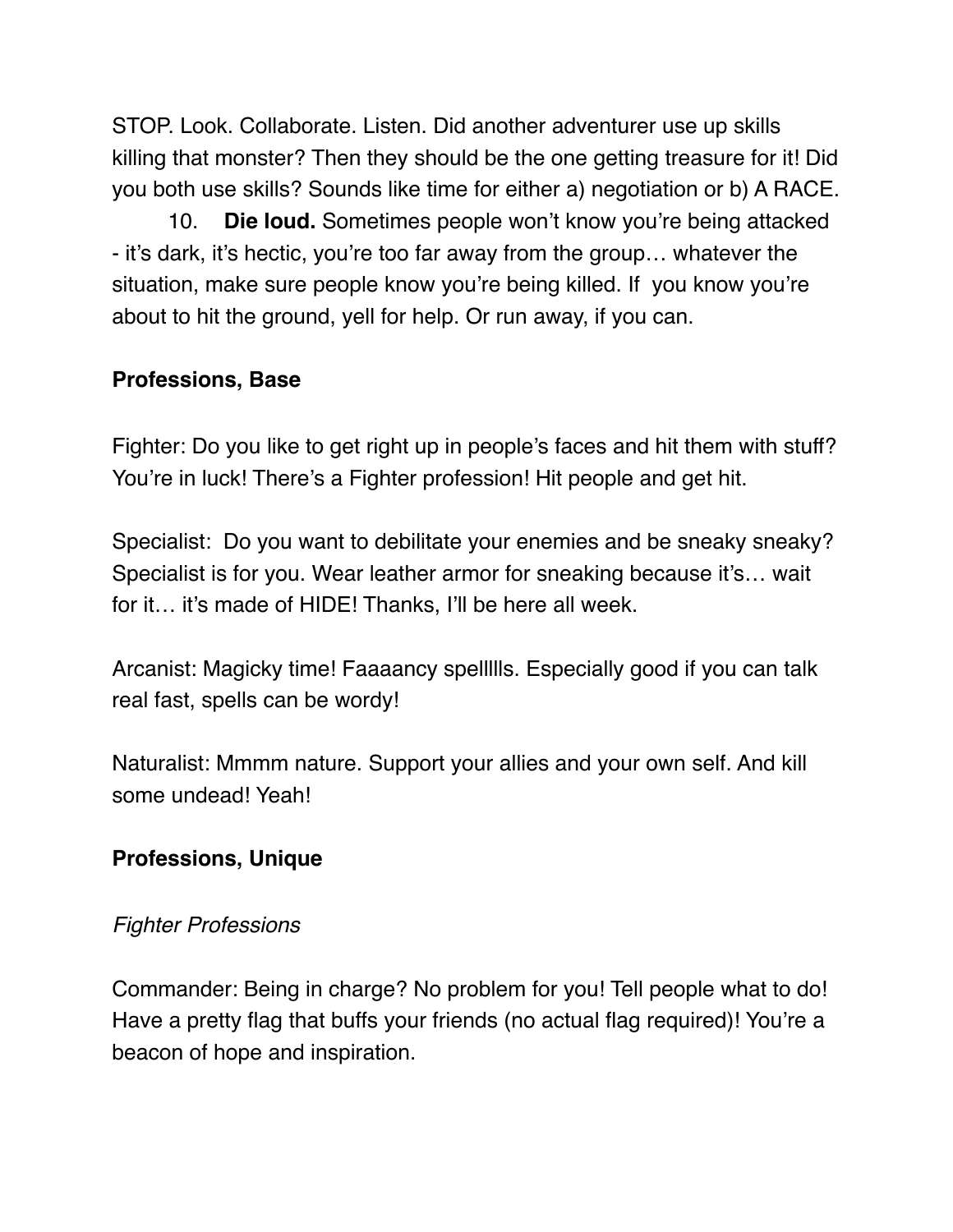STOP. Look. Collaborate. Listen. Did another adventurer use up skills killing that monster? Then they should be the one getting treasure for it! Did you both use skills? Sounds like time for either a) negotiation or b) A RACE.

10. **Die loud.** Sometimes people won't know you're being attacked - it's dark, it's hectic, you're too far away from the group… whatever the situation, make sure people know you're being killed. If you know you're about to hit the ground, yell for help. Or run away, if you can.

**Professions, Base**

Fighter: Do you like to get right up in people's faces and hit them with stuff? You're in luck! There's a Fighter profession! Hit people and get hit.

Specialist: Do you want to debilitate your enemies and be sneaky sneaky? Specialist is for you. Wear leather armor for sneaking because it's… wait for it… it's made of HIDE! Thanks, I'll be here all week.

Arcanist: Magicky time! Faaaancy spellllls. Especially good if you can talk real fast, spells can be wordy!

Naturalist: Mmmm nature. Support your allies and your own self. And kill some undead! Yeah!

**Professions, Unique**

*Fighter Professions*

Commander: Being in charge? No problem for you! Tell people what to do! Have a pretty flag that buffs your friends (no actual flag required)! You're a beacon of hope and inspiration.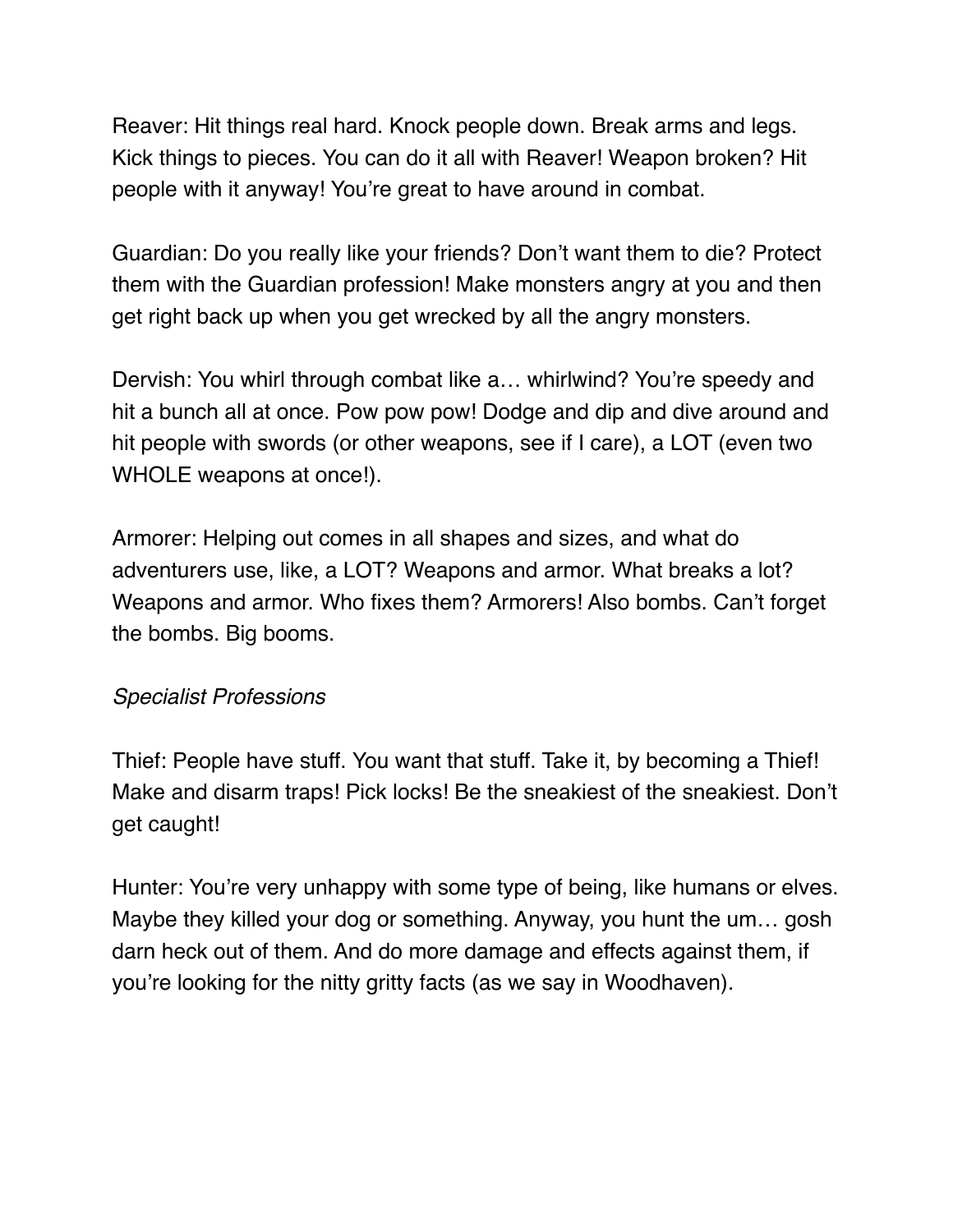Reaver: Hit things real hard. Knock people down. Break arms and legs. Kick things to pieces. You can do it all with Reaver! Weapon broken? Hit people with it anyway! You're great to have around in combat.

Guardian: Do you really like your friends? Don't want them to die? Protect them with the Guardian profession! Make monsters angry at you and then get right back up when you get wrecked by all the angry monsters.

Dervish: You whirl through combat like a… whirlwind? You're speedy and hit a bunch all at once. Pow pow pow! Dodge and dip and dive around and hit people with swords (or other weapons, see if I care), a LOT (even two WHOLE weapons at once!).

Armorer: Helping out comes in all shapes and sizes, and what do adventurers use, like, a LOT? Weapons and armor. What breaks a lot? Weapons and armor. Who fixes them? Armorers! Also bombs. Can't forget the bombs. Big booms.

*Specialist Professions*

Thief: People have stuff. You want that stuff. Take it, by becoming a Thief! Make and disarm traps! Pick locks! Be the sneakiest of the sneakiest. Don't get caught!

Hunter: You're very unhappy with some type of being, like humans or elves. Maybe they killed your dog or something. Anyway, you hunt the um… gosh darn heck out of them. And do more damage and effects against them, if you're looking for the nitty gritty facts (as we say in Woodhaven).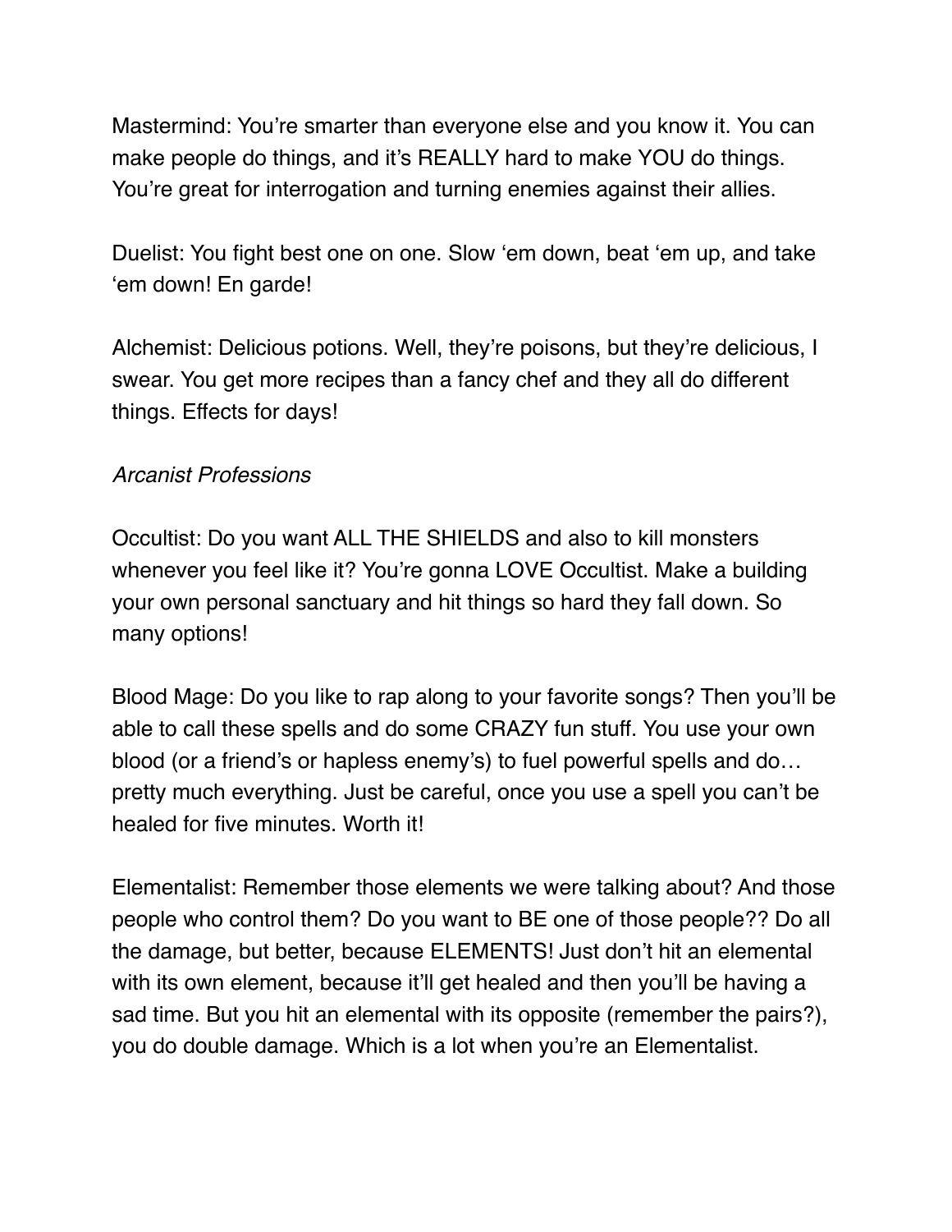Mastermind: You’re smarter than everyone else and you know it. You can make people do things, and it’s REALLY hard to make YOU do things. You’re great for interrogation and turning enemies against their allies.

Duelist: You fight best one on one. Slow ‘em down, beat ‘em up, and take ‘em down! En garde!

Alchemist: Delicious potions. Well, they’re poisons, but they’re delicious, I swear. You get more recipes than a fancy chef and they all do different things. Effects for days!

*Arcanist Professions*

Occultist: Do you want ALL THE SHIELDS and also to kill monsters whenever you feel like it? You’re gonna LOVE Occultist. Make a building your own personal sanctuary and hit things so hard they fall down. So many options!

Blood Mage: Do you like to rap along to your favorite songs? Then you’ll be able to call these spells and do some CRAZY fun stuff. You use your own blood (or a friend’s or hapless enemy’s) to fuel powerful spells and do… pretty much everything. Just be careful, once you use a spell you can’t be healed for five minutes. Worth it!

Elementalist: Remember those elements we were talking about? And those people who control them? Do you want to BE one of those people?? Do all the damage, but better, because ELEMENTS! Just don’t hit an elemental with its own element, because it’ll get healed and then you’ll be having a sad time. But you hit an elemental with its opposite (remember the pairs?), you do double damage. Which is a lot when you’re an Elementalist.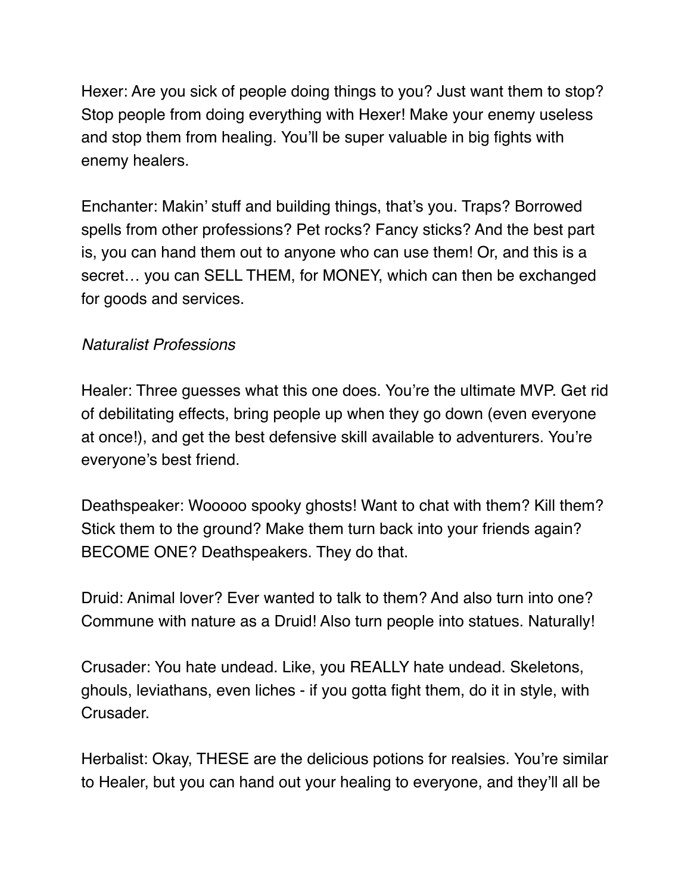Hexer: Are you sick of people doing things to you? Just want them to stop? Stop people from doing everything with Hexer! Make your enemy useless and stop them from healing. You'll be super valuable in big fights with enemy healers.

Enchanter: Makin' stuff and building things, that's you. Traps? Borrowed spells from other professions? Pet rocks? Fancy sticks? And the best part is, you can hand them out to anyone who can use them! Or, and this is a secret… you can SELL THEM, for MONEY, which can then be exchanged for goods and services.

*Naturalist Professions*

Healer: Three guesses what this one does. You're the ultimate MVP. Get rid of debilitating effects, bring people up when they go down (even everyone at once!), and get the best defensive skill available to adventurers. You're everyone's best friend.

Deathspeaker: Wooooo spooky ghosts! Want to chat with them? Kill them? Stick them to the ground? Make them turn back into your friends again? BECOME ONE? Deathspeakers. They do that.

Druid: Animal lover? Ever wanted to talk to them? And also turn into one? Commune with nature as a Druid! Also turn people into statues. Naturally!

Crusader: You hate undead. Like, you REALLY hate undead. Skeletons, ghouls, leviathans, even liches - if you gotta fight them, do it in style, with Crusader.

Herbalist: Okay, THESE are the delicious potions for realsies. You're similar to Healer, but you can hand out your healing to everyone, and they'll all be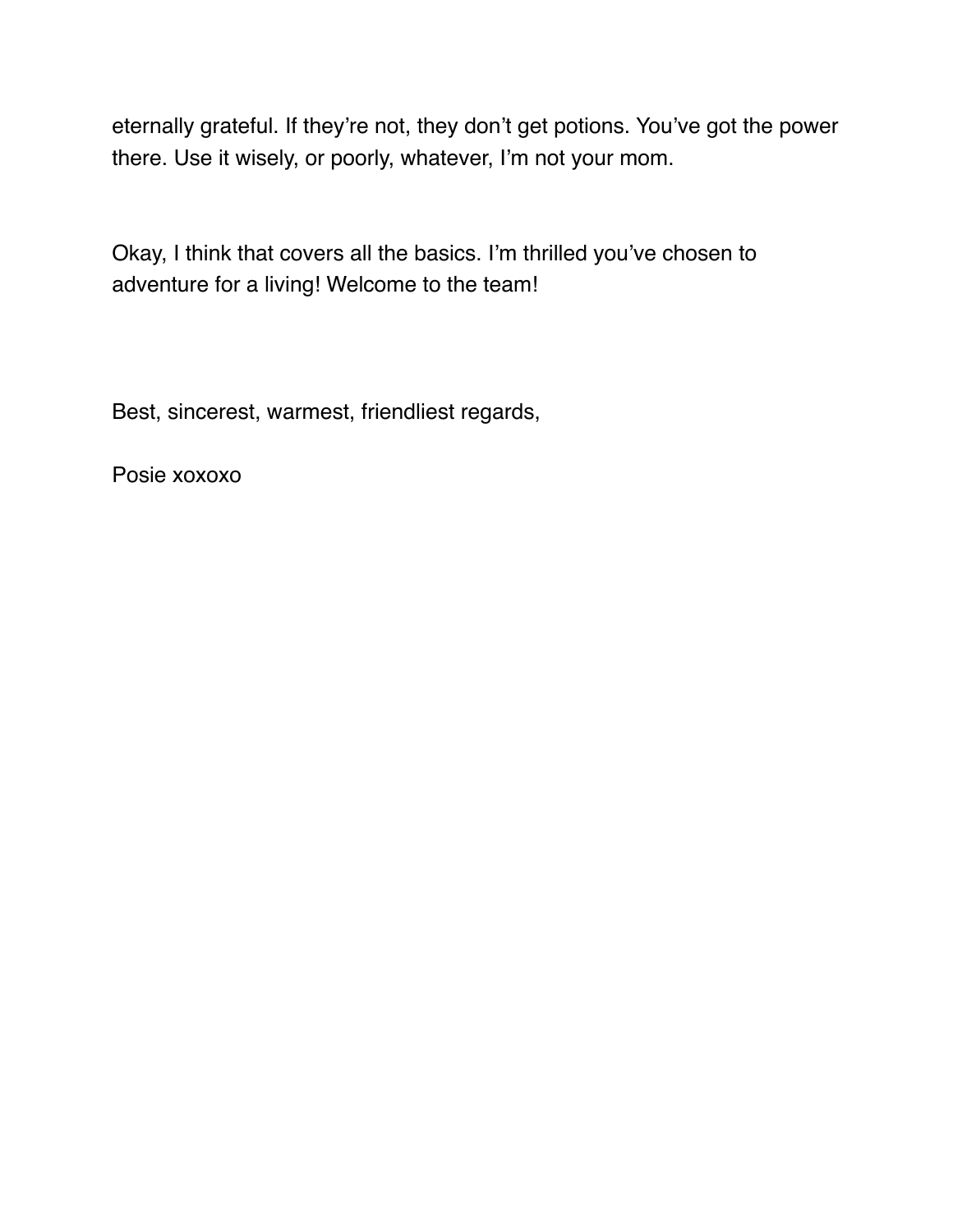eternally grateful. If they're not, they don't get potions. You've got the power there. Use it wisely, or poorly, whatever, I'm not your mom.

Okay, I think that covers all the basics. I'm thrilled you've chosen to adventure for a living! Welcome to the team!

Best, sincerest, warmest, friendliest regards,

Posie xoxoxo